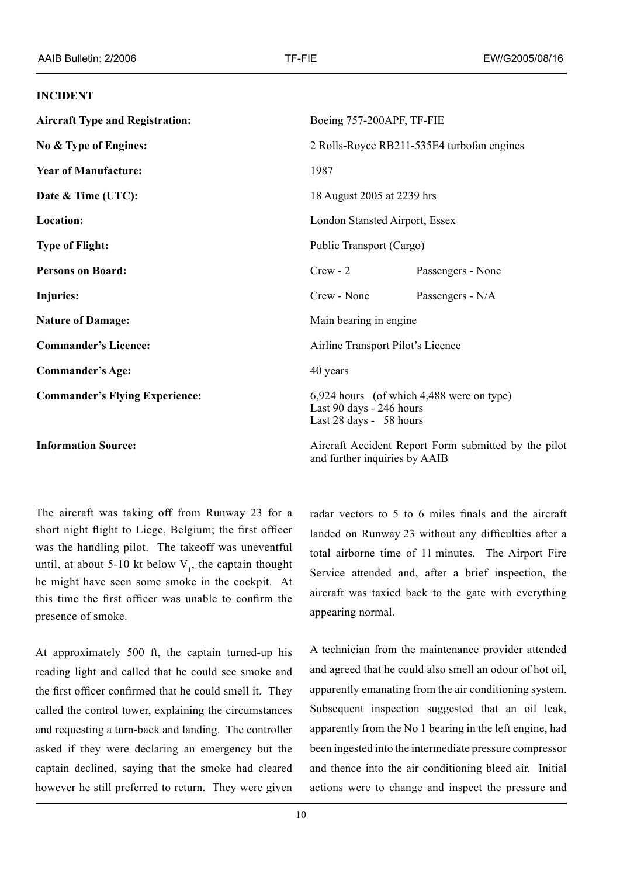## INCIDENT

| | | |
|---|---|---|
| **Aircraft Type and Registration:** | Boeing 757-200APF, TF-FIE | |
| **No & Type of Engines:** | 2 Rolls-Royce RB211-535E4 turbofan engines | |
| **Year of Manufacture:** | 1987 | |
| **Date & Time (UTC):** | 18 August 2005 at 2239 hrs | |
| **Location:** | London Stansted Airport, Essex | |
| **Type of Flight:** | Public Transport (Cargo) | |
| **Persons on Board:** | Crew - 2 | Passengers - None |
| **Injuries:** | Crew - None | Passengers - N/A |
| **Nature of Damage:** | Main bearing in engine | |
| **Commander's Licence:** | Airline Transport Pilot's Licence | |
| **Commander's Age:** | 40 years | |
| **Commander's Flying Experience:** | 6,924 hours (of which 4,488 were on type)<br>Last 90 days - 246 hours<br>Last 28 days - 58 hours | |
| **Information Source:** | Aircraft Accident Report Form submitted by the pilot and further inquiries by AAIB | |

The aircraft was taking off from Runway 23 for a short night flight to Liege, Belgium; the first officer was the handling pilot. The takeoff was uneventful until, at about 5-10 kt below $V_1$, the captain thought he might have seen some smoke in the cockpit. At this time the first officer was unable to confirm the presence of smoke.

At approximately 500 ft, the captain turned-up his reading light and called that he could see smoke and the first officer confirmed that he could smell it. They called the control tower, explaining the circumstances and requesting a turn-back and landing. The controller asked if they were declaring an emergency but the captain declined, saying that the smoke had cleared however he still preferred to return. They were given radar vectors to 5 to 6 miles finals and the aircraft landed on Runway 23 without any difficulties after a total airborne time of 11 minutes. The Airport Fire Service attended and, after a brief inspection, the aircraft was taxied back to the gate with everything appearing normal.

A technician from the maintenance provider attended and agreed that he could also smell an odour of hot oil, apparently emanating from the air conditioning system. Subsequent inspection suggested that an oil leak, apparently from the No 1 bearing in the left engine, had been ingested into the intermediate pressure compressor and thence into the air conditioning bleed air. Initial actions were to change and inspect the pressure and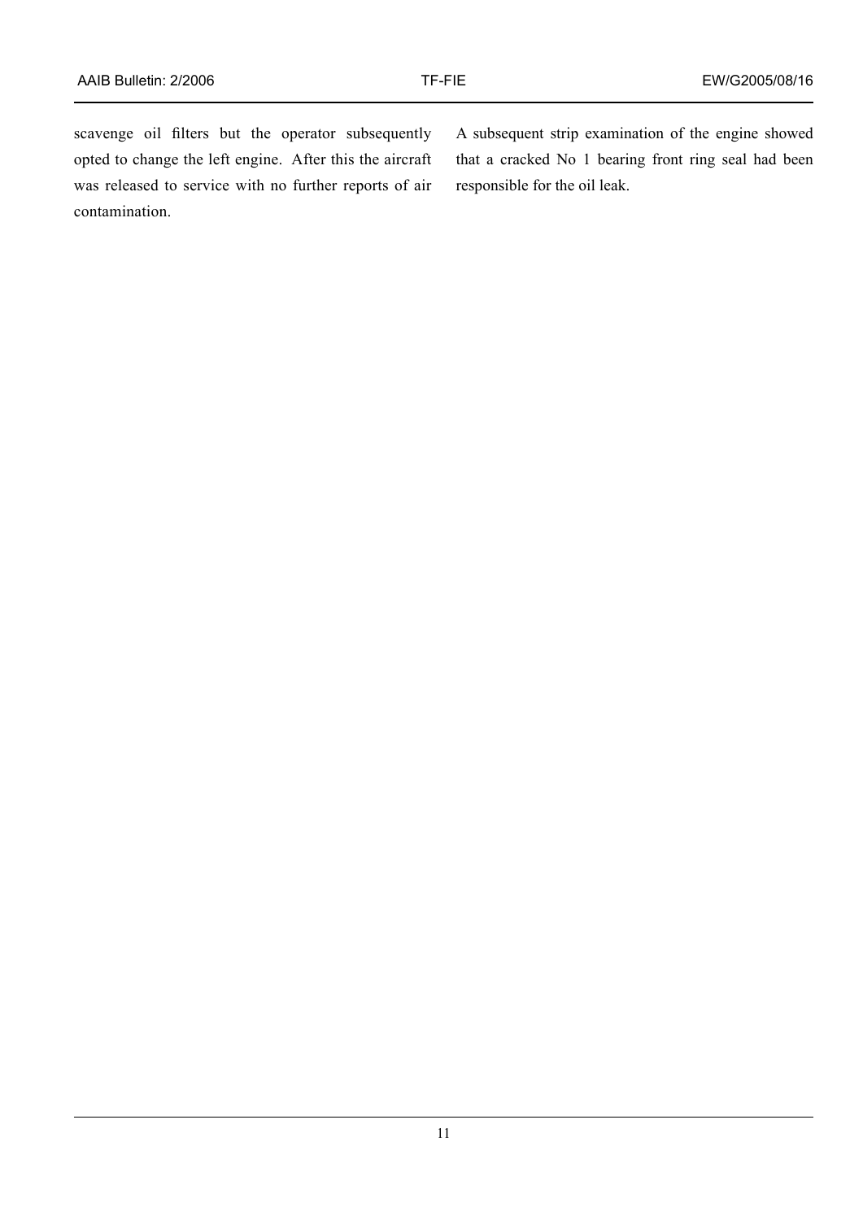scavenge oil filters but the operator subsequently opted to change the left engine. After this the aircraft was released to service with no further reports of air contamination.

A subsequent strip examination of the engine showed that a cracked No 1 bearing front ring seal had been responsible for the oil leak.